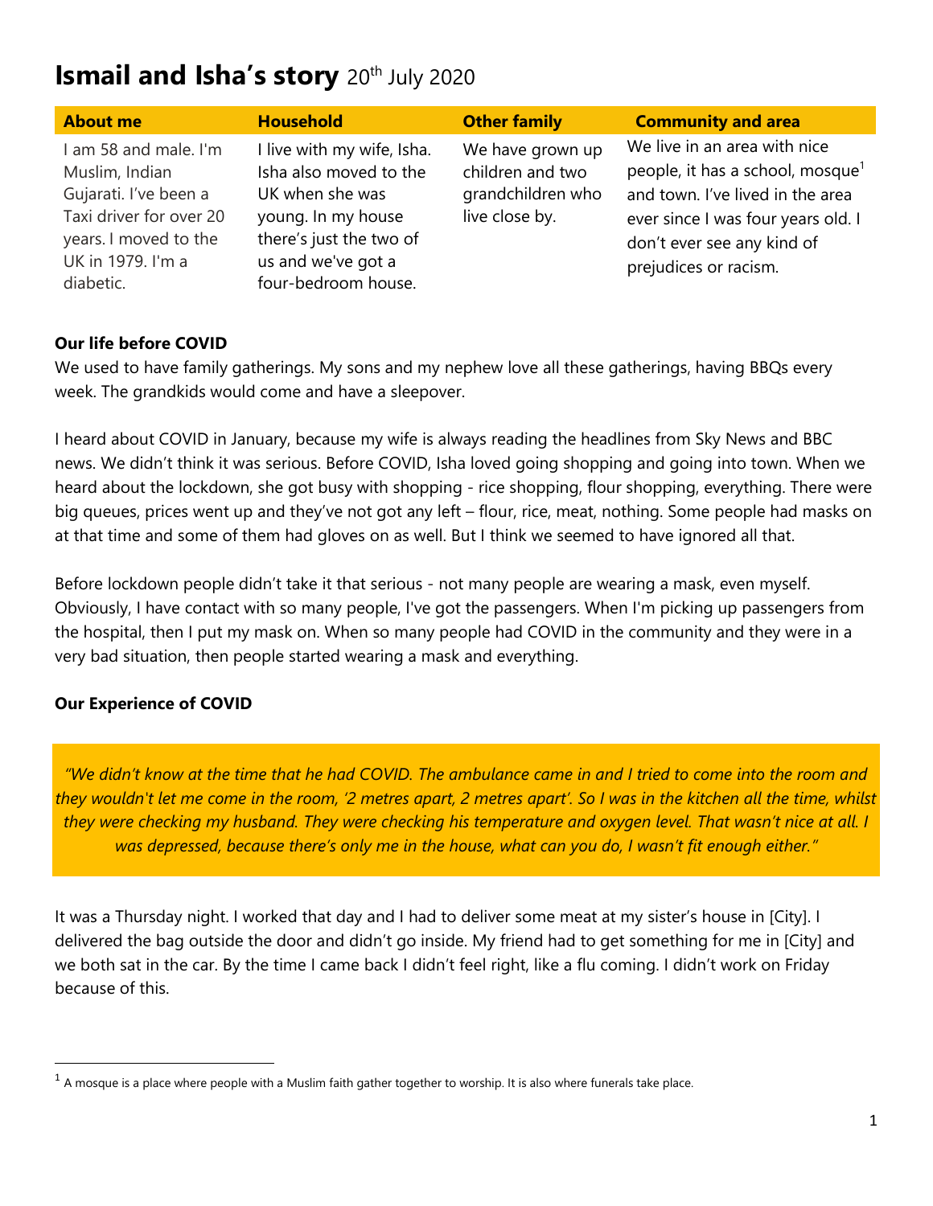# Ismail and Isha's story 20th July 2020

| About me | Household | Other family | Community and area |
|---|---|---|---|
| I am 58 and male. I'm Muslim, Indian Gujarati. I've been a Taxi driver for over 20 years. I moved to the UK in 1979. I'm a diabetic. | I live with my wife, Isha. Isha also moved to the UK when she was young. In my house there's just the two of us and we've got a four-bedroom house. | We have grown up children and two grandchildren who live close by. | We live in an area with nice people, it has a school, mosque[1] and town. I've lived in the area ever since I was four years old. I don't ever see any kind of prejudices or racism. |

**Our life before COVID**

We used to have family gatherings. My sons and my nephew love all these gatherings, having BBQs every week. The grandkids would come and have a sleepover.

I heard about COVID in January, because my wife is always reading the headlines from Sky News and BBC news. We didn't think it was serious. Before COVID, Isha loved going shopping and going into town. When we heard about the lockdown, she got busy with shopping - rice shopping, flour shopping, everything. There were big queues, prices went up and they've not got any left – flour, rice, meat, nothing. Some people had masks on at that time and some of them had gloves on as well. But I think we seemed to have ignored all that.

Before lockdown people didn't take it that serious - not many people are wearing a mask, even myself. Obviously, I have contact with so many people, I've got the passengers. When I'm picking up passengers from the hospital, then I put my mask on. When so many people had COVID in the community and they were in a very bad situation, then people started wearing a mask and everything.

**Our Experience of COVID**

> *"We didn't know at the time that he had COVID. The ambulance came in and I tried to come into the room and they wouldn't let me come in the room, '2 metres apart, 2 metres apart'. So I was in the kitchen all the time, whilst they were checking my husband. They were checking his temperature and oxygen level. That wasn't nice at all. I was depressed, because there's only me in the house, what can you do, I wasn't fit enough either."*

It was a Thursday night. I worked that day and I had to deliver some meat at my sister's house in [City]. I delivered the bag outside the door and didn't go inside. My friend had to get something for me in [City] and we both sat in the car. By the time I came back I didn't feel right, like a flu coming. I didn't work on Friday because of this.

[1] A mosque is a place where people with a Muslim faith gather together to worship. It is also where funerals take place.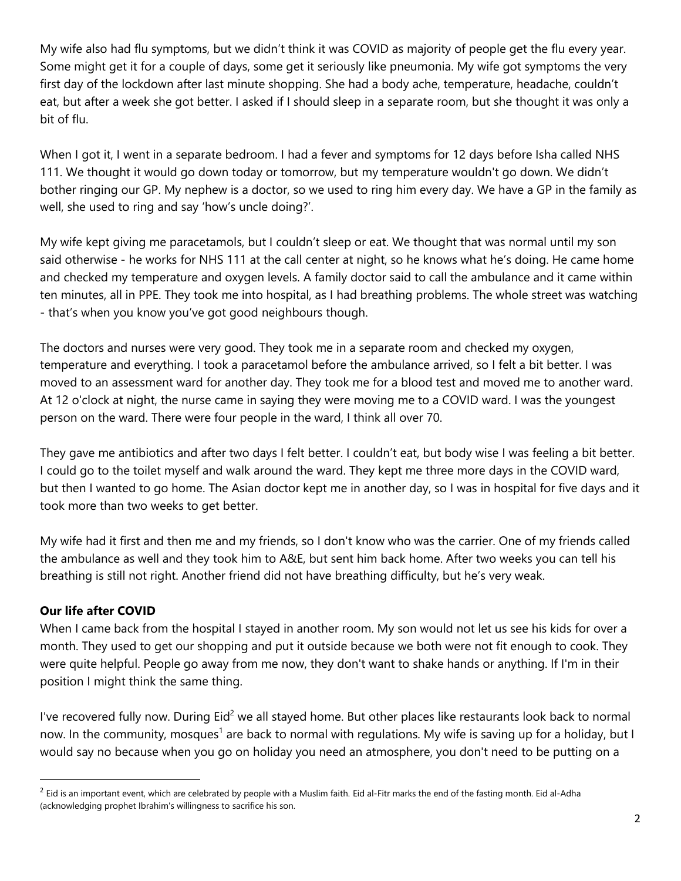My wife also had flu symptoms, but we didn't think it was COVID as majority of people get the flu every year. Some might get it for a couple of days, some get it seriously like pneumonia. My wife got symptoms the very first day of the lockdown after last minute shopping. She had a body ache, temperature, headache, couldn't eat, but after a week she got better. I asked if I should sleep in a separate room, but she thought it was only a bit of flu.

When I got it, I went in a separate bedroom. I had a fever and symptoms for 12 days before Isha called NHS 111. We thought it would go down today or tomorrow, but my temperature wouldn't go down. We didn't bother ringing our GP. My nephew is a doctor, so we used to ring him every day. We have a GP in the family as well, she used to ring and say 'how's uncle doing?'.

My wife kept giving me paracetamols, but I couldn't sleep or eat. We thought that was normal until my son said otherwise - he works for NHS 111 at the call center at night, so he knows what he's doing. He came home and checked my temperature and oxygen levels. A family doctor said to call the ambulance and it came within ten minutes, all in PPE. They took me into hospital, as I had breathing problems. The whole street was watching - that's when you know you've got good neighbours though.

The doctors and nurses were very good. They took me in a separate room and checked my oxygen, temperature and everything. I took a paracetamol before the ambulance arrived, so I felt a bit better. I was moved to an assessment ward for another day. They took me for a blood test and moved me to another ward. At 12 o'clock at night, the nurse came in saying they were moving me to a COVID ward. I was the youngest person on the ward. There were four people in the ward, I think all over 70.

They gave me antibiotics and after two days I felt better. I couldn't eat, but body wise I was feeling a bit better. I could go to the toilet myself and walk around the ward. They kept me three more days in the COVID ward, but then I wanted to go home. The Asian doctor kept me in another day, so I was in hospital for five days and it took more than two weeks to get better.

My wife had it first and then me and my friends, so I don't know who was the carrier. One of my friends called the ambulance as well and they took him to A&E, but sent him back home. After two weeks you can tell his breathing is still not right. Another friend did not have breathing difficulty, but he's very weak.

**Our life after COVID**

When I came back from the hospital I stayed in another room. My son would not let us see his kids for over a month. They used to get our shopping and put it outside because we both were not fit enough to cook. They were quite helpful. People go away from me now, they don't want to shake hands or anything. If I'm in their position I might think the same thing.

I've recovered fully now. During Eid[2] we all stayed home. But other places like restaurants look back to normal now. In the community, mosques[1] are back to normal with regulations. My wife is saving up for a holiday, but I would say no because when you go on holiday you need an atmosphere, you don't need to be putting on a

---

[2] Eid is an important event, which are celebrated by people with a Muslim faith. Eid al-Fitr marks the end of the fasting month. Eid al-Adha (acknowledging prophet Ibrahim's willingness to sacrifice his son.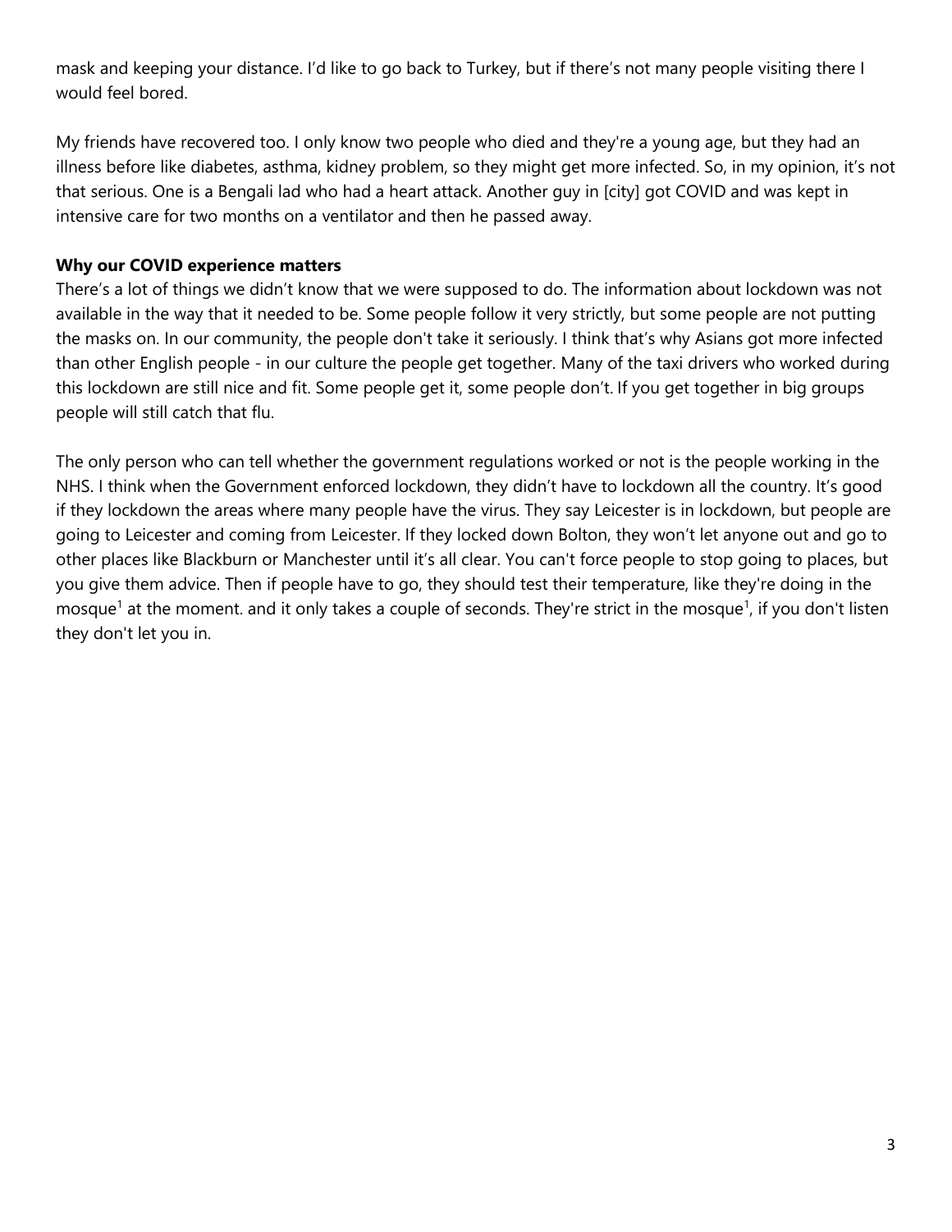mask and keeping your distance. I'd like to go back to Turkey, but if there's not many people visiting there I would feel bored.

My friends have recovered too. I only know two people who died and they're a young age, but they had an illness before like diabetes, asthma, kidney problem, so they might get more infected. So, in my opinion, it's not that serious. One is a Bengali lad who had a heart attack. Another guy in [city] got COVID and was kept in intensive care for two months on a ventilator and then he passed away.

**Why our COVID experience matters**

There's a lot of things we didn't know that we were supposed to do. The information about lockdown was not available in the way that it needed to be. Some people follow it very strictly, but some people are not putting the masks on. In our community, the people don't take it seriously. I think that's why Asians got more infected than other English people - in our culture the people get together. Many of the taxi drivers who worked during this lockdown are still nice and fit. Some people get it, some people don't. If you get together in big groups people will still catch that flu.

The only person who can tell whether the government regulations worked or not is the people working in the NHS. I think when the Government enforced lockdown, they didn't have to lockdown all the country. It's good if they lockdown the areas where many people have the virus. They say Leicester is in lockdown, but people are going to Leicester and coming from Leicester. If they locked down Bolton, they won't let anyone out and go to other places like Blackburn or Manchester until it's all clear. You can't force people to stop going to places, but you give them advice. Then if people have to go, they should test their temperature, like they're doing in the mosque[1] at the moment. and it only takes a couple of seconds. They're strict in the mosque[1], if you don't listen they don't let you in.